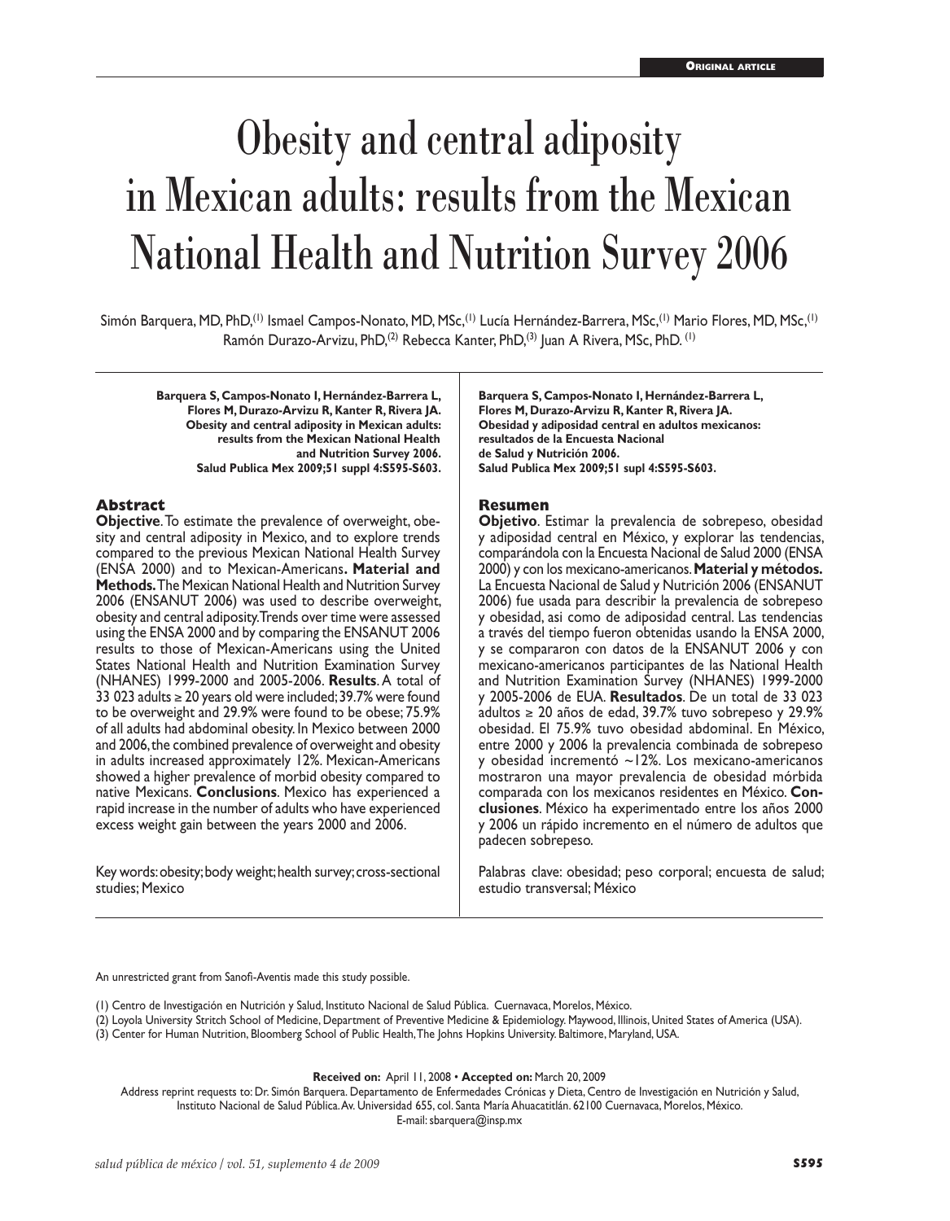ORIGINAL ARTICLE

# Obesity and central adiposity in Mexican adults: results from the Mexican National Health and Nutrition Survey 2006

Simón Barquera, MD, PhD,[1] Ismael Campos-Nonato, MD, MSc,[1] Lucía Hernández-Barrera, MSc,[1] Mario Flores, MD, MSc,[1] Ramón Durazo-Arvizu, PhD,[2] Rebecca Kanter, PhD,[3] Juan A Rivera, MSc, PhD. [1]

**Barquera S, Campos-Nonato I, Hernández-Barrera L, Flores M, Durazo-Arvizu R, Kanter R, Rivera JA. Obesity and central adiposity in Mexican adults: results from the Mexican National Health and Nutrition Survey 2006. Salud Publica Mex 2009;51 suppl 4:S595-S603.**

## Abstract

**Objective**. To estimate the prevalence of overweight, obesity and central adiposity in Mexico, and to explore trends compared to the previous Mexican National Health Survey (ENSA 2000) and to Mexican-Americans**. Material and Methods.** The Mexican National Health and Nutrition Survey 2006 (ENSANUT 2006) was used to describe overweight, obesity and central adiposity. Trends over time were assessed using the ENSA 2000 and by comparing the ENSANUT 2006 results to those of Mexican-Americans using the United States National Health and Nutrition Examination Survey (NHANES) 1999-2000 and 2005-2006. **Results**. A total of 33 023 adults ≥ 20 years old were included; 39.7% were found to be overweight and 29.9% were found to be obese; 75.9% of all adults had abdominal obesity. In Mexico between 2000 and 2006, the combined prevalence of overweight and obesity in adults increased approximately 12%. Mexican-Americans showed a higher prevalence of morbid obesity compared to native Mexicans. **Conclusions**. Mexico has experienced a rapid increase in the number of adults who have experienced excess weight gain between the years 2000 and 2006.

Key words: obesity; body weight; health survey; cross-sectional studies; Mexico

**Barquera S, Campos-Nonato I, Hernández-Barrera L, Flores M, Durazo-Arvizu R, Kanter R, Rivera JA. Obesidad y adiposidad central en adultos mexicanos: resultados de la Encuesta Nacional de Salud y Nutrición 2006. Salud Publica Mex 2009;51 suppl 4:S595-S603.**

## Resumen

**Objetivo**. Estimar la prevalencia de sobrepeso, obesidad y adiposidad central en México, y explorar las tendencias, comparándola con la Encuesta Nacional de Salud 2000 (ENSA 2000) y con los mexicano-americanos. **Material y métodos.** La Encuesta Nacional de Salud y Nutrición 2006 (ENSANUT 2006) fue usada para describir la prevalencia de sobrepeso y obesidad, asi como de adiposidad central. Las tendencias a través del tiempo fueron obtenidas usando la ENSA 2000, y se compararon con datos de la ENSANUT 2006 y con mexicano-americanos participantes de las National Health and Nutrition Examination Survey (NHANES) 1999-2000 y 2005-2006 de EUA. **Resultados**. De un total de 33 023 adultos ≥ 20 años de edad, 39.7% tuvo sobrepeso y 29.9% obesidad. El 75.9% tuvo obesidad abdominal. En México, entre 2000 y 2006 la prevalencia combinada de sobrepeso y obesidad incrementó ~12%. Los mexicano-americanos mostraron una mayor prevalencia de obesidad mórbida comparada con los mexicanos residentes en México. **Conclusiones**. México ha experimentado entre los años 2000 y 2006 un rápido incremento en el número de adultos que padecen sobrepeso.

Palabras clave: obesidad; peso corporal; encuesta de salud; estudio transversal; México

An unrestricted grant from Sanofi-Aventis made this study possible.

(1) Centro de Investigación en Nutrición y Salud, Instituto Nacional de Salud Pública. Cuernavaca, Morelos, México.
(2) Loyola University Stritch School of Medicine, Department of Preventive Medicine & Epidemiology. Maywood, Illinois, United States of America (USA).
(3) Center for Human Nutrition, Bloomberg School of Public Health, The Johns Hopkins University. Baltimore, Maryland, USA.

**Received on:** April 11, 2008 • **Accepted on:** March 20, 2009

Address reprint requests to: Dr. Simón Barquera. Departamento de Enfermedades Crónicas y Dieta, Centro de Investigación en Nutrición y Salud, Instituto Nacional de Salud Pública. Av. Universidad 655, col. Santa María Ahuacatitlán. 62100 Cuernavaca, Morelos, México.
E-mail: sbarquera@insp.mx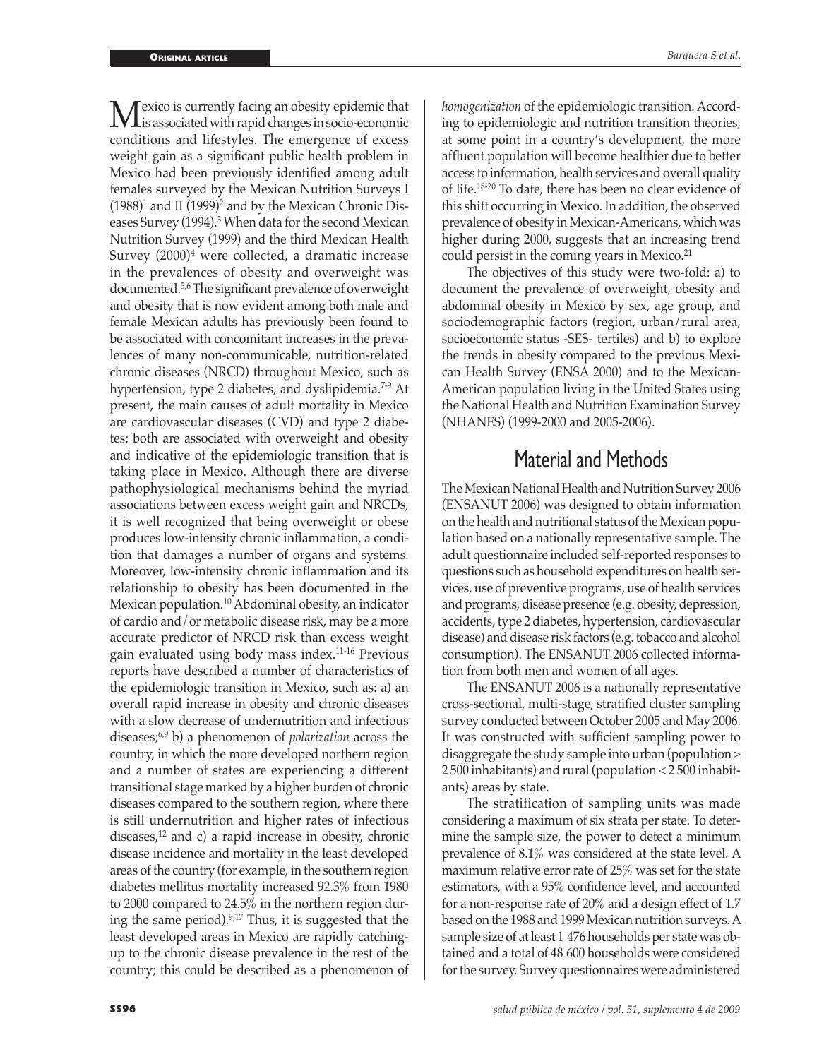Mexico is currently facing an obesity epidemic that is associated with rapid changes in socio-economic conditions and lifestyles. The emergence of excess weight gain as a significant public health problem in Mexico had been previously identified among adult females surveyed by the Mexican Nutrition Surveys I (1988)[1] and II (1999)[2] and by the Mexican Chronic Diseases Survey (1994).[3] When data for the second Mexican Nutrition Survey (1999) and the third Mexican Health Survey (2000)[4] were collected, a dramatic increase in the prevalences of obesity and overweight was documented.[5,6] The significant prevalence of overweight and obesity that is now evident among both male and female Mexican adults has previously been found to be associated with concomitant increases in the prevalences of many non-communicable, nutrition-related chronic diseases (NRCD) throughout Mexico, such as hypertension, type 2 diabetes, and dyslipidemia.[7-9] At present, the main causes of adult mortality in Mexico are cardiovascular diseases (CVD) and type 2 diabetes; both are associated with overweight and obesity and indicative of the epidemiologic transition that is taking place in Mexico. Although there are diverse pathophysiological mechanisms behind the myriad associations between excess weight gain and NRCDs, it is well recognized that being overweight or obese produces low-intensity chronic inflammation, a condition that damages a number of organs and systems. Moreover, low-intensity chronic inflammation and its relationship to obesity has been documented in the Mexican population.[10] Abdominal obesity, an indicator of cardio and/or metabolic disease risk, may be a more accurate predictor of NRCD risk than excess weight gain evaluated using body mass index.[11-16] Previous reports have described a number of characteristics of the epidemiologic transition in Mexico, such as: a) an overall rapid increase in obesity and chronic diseases with a slow decrease of undernutrition and infectious diseases;[6,9] b) a phenomenon of *polarization* across the country, in which the more developed northern region and a number of states are experiencing a different transitional stage marked by a higher burden of chronic diseases compared to the southern region, where there is still undernutrition and higher rates of infectious diseases,[12] and c) a rapid increase in obesity, chronic disease incidence and mortality in the least developed areas of the country (for example, in the southern region diabetes mellitus mortality increased 92.3% from 1980 to 2000 compared to 24.5% in the northern region during the same period).[9,17] Thus, it is suggested that the least developed areas in Mexico are rapidly catching-up to the chronic disease prevalence in the rest of the country; this could be described as a phenomenon of *homogenization* of the epidemiologic transition. According to epidemiologic and nutrition transition theories, at some point in a country's development, the more affluent population will become healthier due to better access to information, health services and overall quality of life.[18-20] To date, there has been no clear evidence of this shift occurring in Mexico. In addition, the observed prevalence of obesity in Mexican-Americans, which was higher during 2000, suggests that an increasing trend could persist in the coming years in Mexico.[21]

The objectives of this study were two-fold: a) to document the prevalence of overweight, obesity and abdominal obesity in Mexico by sex, age group, and sociodemographic factors (region, urban/rural area, socioeconomic status -SES- tertiles) and b) to explore the trends in obesity compared to the previous Mexican Health Survey (ENSA 2000) and to the Mexican-American population living in the United States using the National Health and Nutrition Examination Survey (NHANES) (1999-2000 and 2005-2006).

## Material and Methods

The Mexican National Health and Nutrition Survey 2006 (ENSANUT 2006) was designed to obtain information on the health and nutritional status of the Mexican population based on a nationally representative sample. The adult questionnaire included self-reported responses to questions such as household expenditures on health services, use of preventive programs, use of health services and programs, disease presence (e.g. obesity, depression, accidents, type 2 diabetes, hypertension, cardiovascular disease) and disease risk factors (e.g. tobacco and alcohol consumption). The ENSANUT 2006 collected information from both men and women of all ages.

The ENSANUT 2006 is a nationally representative cross-sectional, multi-stage, stratified cluster sampling survey conducted between October 2005 and May 2006. It was constructed with sufficient sampling power to disaggregate the study sample into urban (population ≥ 2 500 inhabitants) and rural (population < 2 500 inhabitants) areas by state.

The stratification of sampling units was made considering a maximum of six strata per state. To determine the sample size, the power to detect a minimum prevalence of 8.1% was considered at the state level. A maximum relative error rate of 25% was set for the state estimators, with a 95% confidence level, and accounted for a non-response rate of 20% and a design effect of 1.7 based on the 1988 and 1999 Mexican nutrition surveys. A sample size of at least 1 476 households per state was obtained and a total of 48 600 households were considered for the survey. Survey questionnaires were administered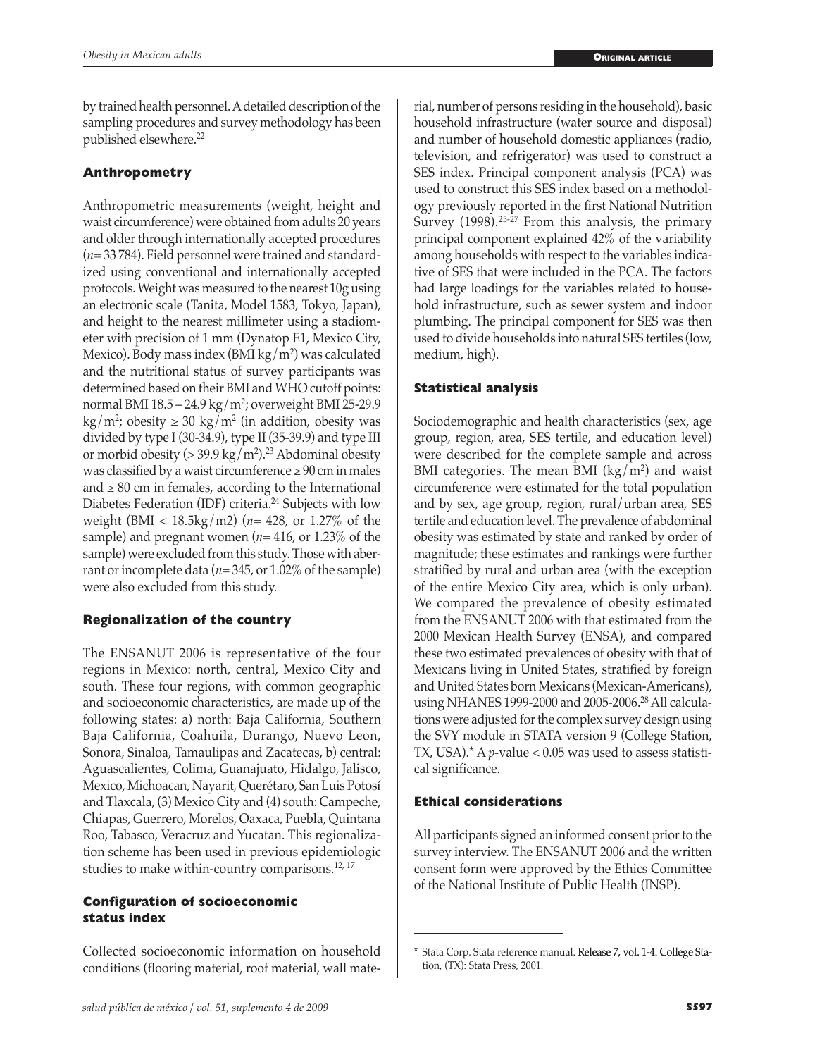by trained health personnel. A detailed description of the sampling procedures and survey methodology has been published elsewhere.[22]

## Anthropometry

Anthropometric measurements (weight, height and waist circumference) were obtained from adults 20 years and older through internationally accepted procedures (*n*= 33 784). Field personnel were trained and standardized using conventional and internationally accepted protocols. Weight was measured to the nearest 10g using an electronic scale (Tanita, Model 1583, Tokyo, Japan), and height to the nearest millimeter using a stadiometer with precision of 1 mm (Dynatop E1, Mexico City, Mexico). Body mass index (BMI $kg/m^2$) was calculated and the nutritional status of survey participants was determined based on their BMI and WHO cutoff points: normal BMI 18.5 – 24.9 $kg/m^2$; overweight BMI 25-29.9 $kg/m^2$; obesity $\geq 30$ $kg/m^2$ (in addition, obesity was divided by type I (30-34.9), type II (35-39.9) and type III or morbid obesity ($> 39.9$ $kg/m^2$).[23] Abdominal obesity was classified by a waist circumference $\geq 90$ cm in males and $\geq 80$ cm in females, according to the International Diabetes Federation (IDF) criteria.[24] Subjects with low weight (BMI < 18.5kg/m2) (*n*= 428, or 1.27% of the sample) and pregnant women (*n*= 416, or 1.23% of the sample) were excluded from this study. Those with aberrant or incomplete data (*n*= 345, or 1.02% of the sample) were also excluded from this study.

## Regionalization of the country

The ENSANUT 2006 is representative of the four regions in Mexico: north, central, Mexico City and south. These four regions, with common geographic and socioeconomic characteristics, are made up of the following states: a) north: Baja California, Southern Baja California, Coahuila, Durango, Nuevo Leon, Sonora, Sinaloa, Tamaulipas and Zacatecas, b) central: Aguascalientes, Colima, Guanajuato, Hidalgo, Jalisco, Mexico, Michoacan, Nayarit, Querétaro, San Luis Potosí and Tlaxcala, (3) Mexico City and (4) south: Campeche, Chiapas, Guerrero, Morelos, Oaxaca, Puebla, Quintana Roo, Tabasco, Veracruz and Yucatan. This regionalization scheme has been used in previous epidemiologic studies to make within-country comparisons.[12, 17]

## Configuration of socioeconomic status index

Collected socioeconomic information on household conditions (flooring material, roof material, wall material, number of persons residing in the household), basic household infrastructure (water source and disposal) and number of household domestic appliances (radio, television, and refrigerator) was used to construct a SES index. Principal component analysis (PCA) was used to construct this SES index based on a methodology previously reported in the first National Nutrition Survey (1998).[25-27] From this analysis, the primary principal component explained 42% of the variability among households with respect to the variables indicative of SES that were included in the PCA. The factors had large loadings for the variables related to household infrastructure, such as sewer system and indoor plumbing. The principal component for SES was then used to divide households into natural SES tertiles (low, medium, high).

## Statistical analysis

Sociodemographic and health characteristics (sex, age group, region, area, SES tertile, and education level) were described for the complete sample and across BMI categories. The mean BMI ($kg/m^2$) and waist circumference were estimated for the total population and by sex, age group, region, rural/urban area, SES tertile and education level. The prevalence of abdominal obesity was estimated by state and ranked by order of magnitude; these estimates and rankings were further stratified by rural and urban area (with the exception of the entire Mexico City area, which is only urban). We compared the prevalence of obesity estimated from the ENSANUT 2006 with that estimated from the 2000 Mexican Health Survey (ENSA), and compared these two estimated prevalences of obesity with that of Mexicans living in United States, stratified by foreign and United States born Mexicans (Mexican-Americans), using NHANES 1999-2000 and 2005-2006.[28] All calculations were adjusted for the complex survey design using the SVY module in STATA version 9 (College Station, TX, USA).* A *p*-value < 0.05 was used to assess statistical significance.

## Ethical considerations

All participants signed an informed consent prior to the survey interview. The ENSANUT 2006 and the written consent form were approved by the Ethics Committee of the National Institute of Public Health (INSP).

---

\* Stata Corp. Stata reference manual. Release 7, vol. 1-4. College Station, (TX): Stata Press, 2001.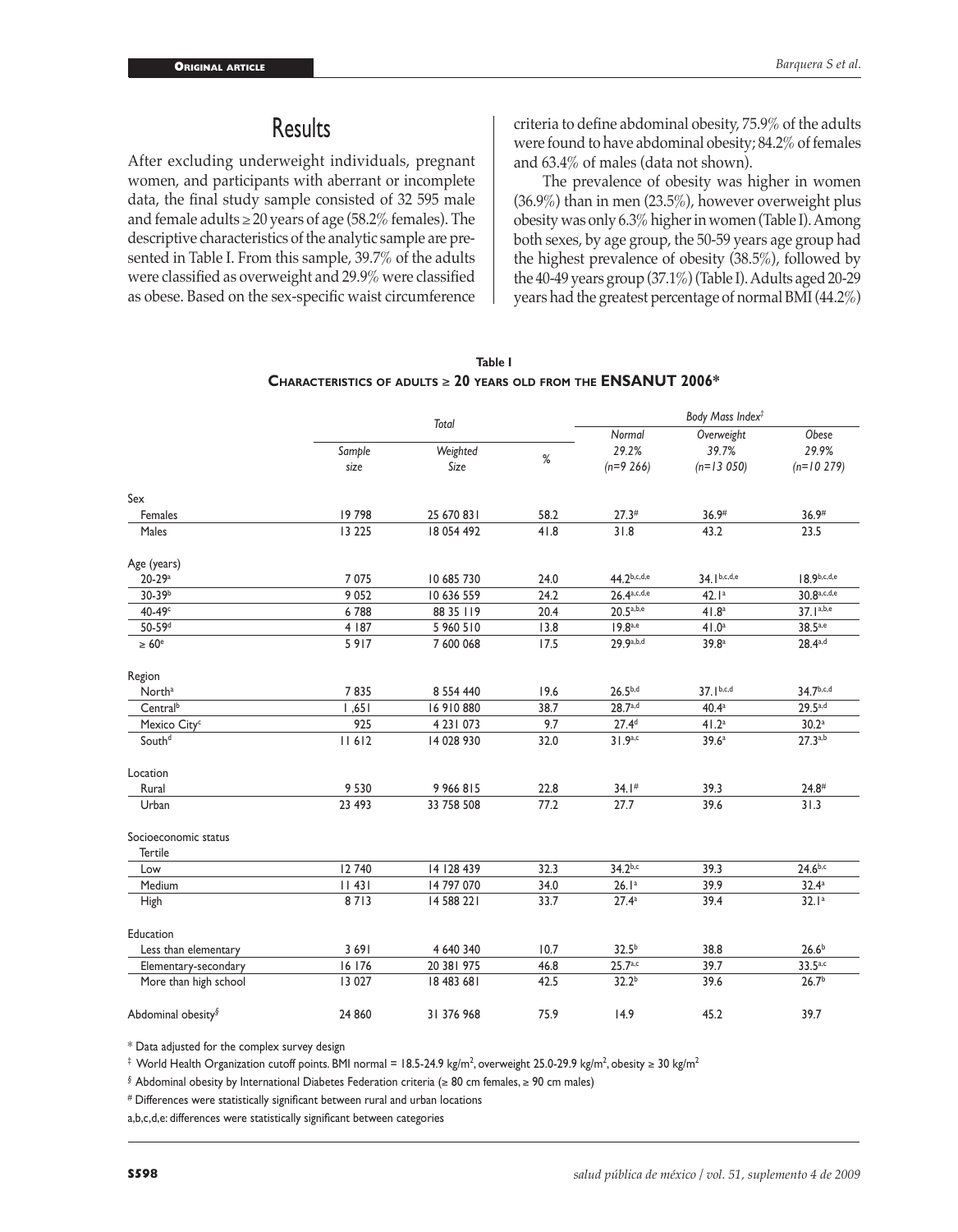## Results

After excluding underweight individuals, pregnant women, and participants with aberrant or incomplete data, the final study sample consisted of 32 595 male and female adults ≥ 20 years of age (58.2% females). The descriptive characteristics of the analytic sample are presented in Table I. From this sample, 39.7% of the adults were classified as overweight and 29.9% were classified as obese. Based on the sex-specific waist circumference criteria to define abdominal obesity, 75.9% of the adults were found to have abdominal obesity; 84.2% of females and 63.4% of males (data not shown).

The prevalence of obesity was higher in women (36.9%) than in men (23.5%), however overweight plus obesity was only 6.3% higher in women (Table I). Among both sexes, by age group, the 50-59 years age group had the highest prevalence of obesity (38.5%), followed by the 40-49 years group (37.1%) (Table I). Adults aged 20-29 years had the greatest percentage of normal BMI (44.2%)

**Table I**
**Characteristics of adults ≥ 20 years old from the ENSANUT 2006***

| | *Total* | | | *Body Mass Index*[‡] | | |
|---|---|---|---|---|---|---|
| | *Sample size* | *Weighted Size* | *%* | *Normal 29.2% (n=9 266)* | *Overweight 39.7% (n=13 050)* | *Obese 29.9% (n=10 279)* |
| **Sex** | | | | | | |
| Females | 19 798 | 25 670 831 | 58.2 | 27.3[#] | 36.9[#] | 36.9[#] |
| Males | 13 225 | 18 054 492 | 41.8 | 31.8 | 43.2 | 23.5 |
| **Age (years)** | | | | | | |
| 20-29[a] | 7 075 | 10 685 730 | 24.0 | 44.2[b,c,d,e] | 34.1[b,c,d,e] | 18.9[b,c,d,e] |
| 30-39[b] | 9 052 | 10 636 559 | 24.2 | 26.4[a,c,d,e] | 42.1[a] | 30.8[a,c,d,e] |
| 40-49[c] | 6 788 | 88 35 119 | 20.4 | 20.5[a,b,e] | 41.8[a] | 37.1[a,b,e] |
| 50-59[d] | 4 187 | 5 960 510 | 13.8 | 19.8[a,e] | 41.0[a] | 38.5[a,e] |
| ≥ 60[e] | 5 917 | 7 600 068 | 17.5 | 29.9[a,b,d] | 39.8[a] | 28.4[a,d] |
| **Region** | | | | | | |
| North[a] | 7 835 | 8 554 440 | 19.6 | 26.5[b,d] | 37.1[b,c,d] | 34.7[b,c,d] |
| Central[b] | 1 ,651 | 16 910 880 | 38.7 | 28.7[a,d] | 40.4[a] | 29.5[a,d] |
| Mexico City[c] | 925 | 4 231 073 | 9.7 | 27.4[d] | 41.2[a] | 30.2[a] |
| South[d] | 11 612 | 14 028 930 | 32.0 | 31.9[a,c] | 39.6[a] | 27.3[a,b] |
| **Location** | | | | | | |
| Rural | 9 530 | 9 966 815 | 22.8 | 34.1[#] | 39.3 | 24.8[#] |
| Urban | 23 493 | 33 758 508 | 77.2 | 27.7 | 39.6 | 31.3 |
| **Socioeconomic status Tertile** | | | | | | |
| Low | 12 740 | 14 128 439 | 32.3 | 34.2[b,c] | 39.3 | 24.6[b,c] |
| Medium | 11 431 | 14 797 070 | 34.0 | 26.1[a] | 39.9 | 32.4[a] |
| High | 8 713 | 14 588 221 | 33.7 | 27.4[a] | 39.4 | 32.1[a] |
| **Education** | | | | | | |
| Less than elementary | 3 691 | 4 640 340 | 10.7 | 32.5[b] | 38.8 | 26.6[b] |
| Elementary-secondary | 16 176 | 20 381 975 | 46.8 | 25.7[a,c] | 39.7 | 33.5[a,c] |
| More than high school | 13 027 | 18 483 681 | 42.5 | 32.2[b] | 39.6 | 26.7[b] |
| Abdominal obesity[§] | 24 860 | 31 376 968 | 75.9 | 14.9 | 45.2 | 39.7 |

\* Data adjusted for the complex survey design

‡ World Health Organization cutoff points. BMI normal = 18.5-24.9 kg/m$^2$, overweight 25.0-29.9 kg/m$^2$, obesity ≥ 30 kg/m$^2$

§ Abdominal obesity by International Diabetes Federation criteria (≥ 80 cm females, ≥ 90 cm males)

\# Differences were statistically significant between rural and urban locations

a,b,c,d,e: differences were statistically significant between categories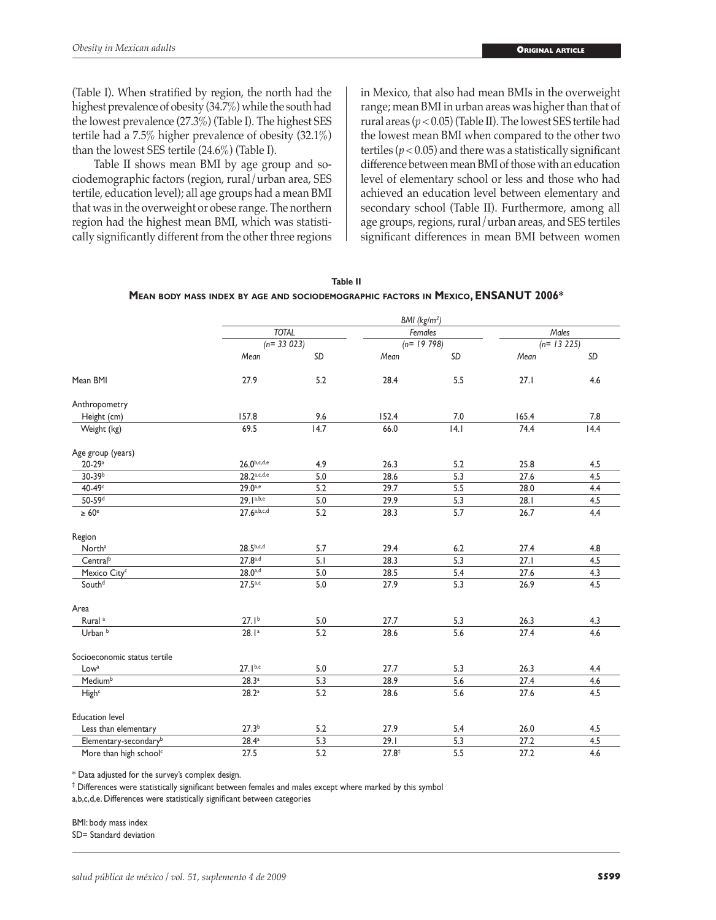(Table I). When stratified by region, the north had the highest prevalence of obesity (34.7%) while the south had the lowest prevalence (27.3%) (Table I). The highest SES tertile had a 7.5% higher prevalence of obesity (32.1%) than the lowest SES tertile (24.6%) (Table I).

Table II shows mean BMI by age group and sociodemographic factors (region, rural/urban area, SES tertile, education level); all age groups had a mean BMI that was in the overweight or obese range. The northern region had the highest mean BMI, which was statistically significantly different from the other three regions in Mexico, that also had mean BMIs in the overweight range; mean BMI in urban areas was higher than that of rural areas ($p < 0.05$) (Table II). The lowest SES tertile had the lowest mean BMI when compared to the other two tertiles ($p < 0.05$) and there was a statistically significant difference between mean BMI of those with an education level of elementary school or less and those who had achieved an education level between elementary and secondary school (Table II). Furthermore, among all age groups, regions, rural/urban areas, and SES tertiles significant differences in mean BMI between women

**Table II**
**Mean body mass index by age and sociodemographic factors in Mexico, ENSANUT 2006***

| | BMI (kg/m²) | | | | | |
|---|---|---|---|---|---|---|
| | TOTAL (n= 33 023) | | Females (n= 19 798) | | Males (n= 13 225) | |
| | Mean | SD | Mean | SD | Mean | SD |
| Mean BMI | 27.9 | 5.2 | 28.4 | 5.5 | 27.1 | 4.6 |
| Anthropometry | | | | | | |
| Height (cm) | 157.8 | 9.6 | 152.4 | 7.0 | 165.4 | 7.8 |
| Weight (kg) | 69.5 | 14.7 | 66.0 | 14.1 | 74.4 | 14.4 |
| Age group (years) | | | | | | |
| 20-29[a] | 26.0[b,c,d,e] | 4.9 | 26.3 | 5.2 | 25.8 | 4.5 |
| 30-39[b] | 28.2[a,c,d,e] | 5.0 | 28.6 | 5.3 | 27.6 | 4.5 |
| 40-49[c] | 29.0[a,e] | 5.2 | 29.7 | 5.5 | 28.0 | 4.4 |
| 50-59[d] | 29.1[a,b,e] | 5.0 | 29.9 | 5.3 | 28.1 | 4.5 |
| ≥ 60[e] | 27.6[a,b,c,d] | 5.2 | 28.3 | 5.7 | 26.7 | 4.4 |
| Region | | | | | | |
| North[a] | 28.5[b,c,d] | 5.7 | 29.4 | 6.2 | 27.4 | 4.8 |
| Central[b] | 27.8[a,d] | 5.1 | 28.3 | 5.3 | 27.1 | 4.5 |
| Mexico City[c] | 28.0[a,d] | 5.0 | 28.5 | 5.4 | 27.6 | 4.3 |
| South[d] | 27.5[a,c] | 5.0 | 27.9 | 5.3 | 26.9 | 4.5 |
| Area | | | | | | |
| Rural [a] | 27.1[b] | 5.0 | 27.7 | 5.3 | 26.3 | 4.3 |
| Urban [b] | 28.1[a] | 5.2 | 28.6 | 5.6 | 27.4 | 4.6 |
| Socioeconomic status tertile | | | | | | |
| Low[a] | 27.1[b,c] | 5.0 | 27.7 | 5.3 | 26.3 | 4.4 |
| Medium[b] | 28.3[a] | 5.3 | 28.9 | 5.6 | 27.4 | 4.6 |
| High[c] | 28.2[a] | 5.2 | 28.6 | 5.6 | 27.6 | 4.5 |
| Education level | | | | | | |
| Less than elementary | 27.3[b] | 5.2 | 27.9 | 5.4 | 26.0 | 4.5 |
| Elementary-secondary[b] | 28.4[a] | 5.3 | 29.1 | 5.3 | 27.2 | 4.5 |
| More than high school[c] | 27.5 | 5.2 | 27.8[‡] | 5.5 | 27.2 | 4.6 |

\* Data adjusted for the survey's complex design.

‡ Differences were statistically significant between females and males except where marked by this symbol

a,b,c,d,e. Differences were statistically significant between categories

BMI: body mass index

SD= Standard deviation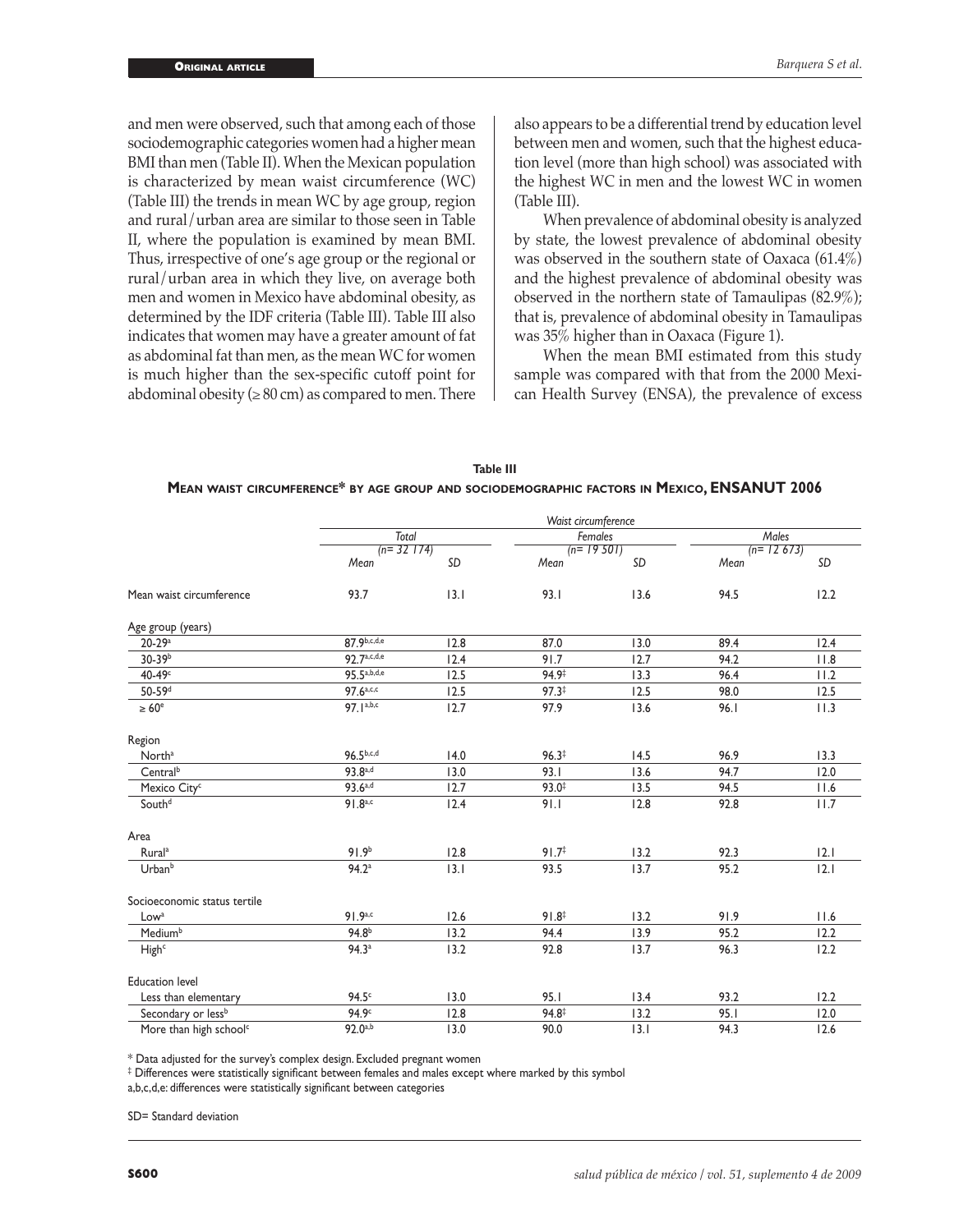and men were observed, such that among each of those sociodemographic categories women had a higher mean BMI than men (Table II). When the Mexican population is characterized by mean waist circumference (WC) (Table III) the trends in mean WC by age group, region and rural/urban area are similar to those seen in Table II, where the population is examined by mean BMI. Thus, irrespective of one's age group or the regional or rural/urban area in which they live, on average both men and women in Mexico have abdominal obesity, as determined by the IDF criteria (Table III). Table III also indicates that women may have a greater amount of fat as abdominal fat than men, as the mean WC for women is much higher than the sex-specific cutoff point for abdominal obesity (≥ 80 cm) as compared to men. There also appears to be a differential trend by education level between men and women, such that the highest education level (more than high school) was associated with the highest WC in men and the lowest WC in women (Table III).

When prevalence of abdominal obesity is analyzed by state, the lowest prevalence of abdominal obesity was observed in the southern state of Oaxaca (61.4%) and the highest prevalence of abdominal obesity was observed in the northern state of Tamaulipas (82.9%); that is, prevalence of abdominal obesity in Tamaulipas was 35% higher than in Oaxaca (Figure 1).

When the mean BMI estimated from this study sample was compared with that from the 2000 Mexican Health Survey (ENSA), the prevalence of excess

**Table III**

**Mean waist circumference* by age group and sociodemographic factors in Mexico, ENSANUT 2006**

| | *Waist circumference* | | | | | |
|---|---|---|---|---|---|---|
| | *Total (n= 32 174)* | | *Females (n= 19 501)* | | *Males (n= 12 673)* | |
| | *Mean* | *SD* | *Mean* | *SD* | *Mean* | *SD* |
| Mean waist circumference | 93.7 | 13.1 | 93.1 | 13.6 | 94.5 | 12.2 |
| Age group (years) | | | | | | |
| 20-29[a] | 87.9[b,c,d,e] | 12.8 | 87.0 | 13.0 | 89.4 | 12.4 |
| 30-39[b] | 92.7[a,c,d,e] | 12.4 | 91.7 | 12.7 | 94.2 | 11.8 |
| 40-49[c] | 95.5[a,b,d,e] | 12.5 | 94.9[‡] | 13.3 | 96.4 | 11.2 |
| 50-59[d] | 97.6[a,c,c] | 12.5 | 97.3[‡] | 12.5 | 98.0 | 12.5 |
| ≥ 60[e] | 97.1[a,b,c] | 12.7 | 97.9 | 13.6 | 96.1 | 11.3 |
| Region | | | | | | |
| North[a] | 96.5[b,c,d] | 14.0 | 96.3[‡] | 14.5 | 96.9 | 13.3 |
| Central[b] | 93.8[a,d] | 13.0 | 93.1 | 13.6 | 94.7 | 12.0 |
| Mexico City[c] | 93.6[a,d] | 12.7 | 93.0[‡] | 13.5 | 94.5 | 11.6 |
| South[d] | 91.8[a,c] | 12.4 | 91.1 | 12.8 | 92.8 | 11.7 |
| Area | | | | | | |
| Rural[a] | 91.9[b] | 12.8 | 91.7[‡] | 13.2 | 92.3 | 12.1 |
| Urban[b] | 94.2[a] | 13.1 | 93.5 | 13.7 | 95.2 | 12.1 |
| Socioeconomic status tertile | | | | | | |
| Low[a] | 91.9[a,c] | 12.6 | 91.8[‡] | 13.2 | 91.9 | 11.6 |
| Medium[b] | 94.8[b] | 13.2 | 94.4 | 13.9 | 95.2 | 12.2 |
| High[c] | 94.3[a] | 13.2 | 92.8 | 13.7 | 96.3 | 12.2 |
| Education level | | | | | | |
| Less than elementary | 94.5[c] | 13.0 | 95.1 | 13.4 | 93.2 | 12.2 |
| Secondary or less[b] | 94.9[c] | 12.8 | 94.8[‡] | 13.2 | 95.1 | 12.0 |
| More than high school[c] | 92.0[a,b] | 13.0 | 90.0 | 13.1 | 94.3 | 12.6 |

\* Data adjusted for the survey's complex design. Excluded pregnant women

‡ Differences were statistically significant between females and males except where marked by this symbol

a,b,c,d,e: differences were statistically significant between categories

SD= Standard deviation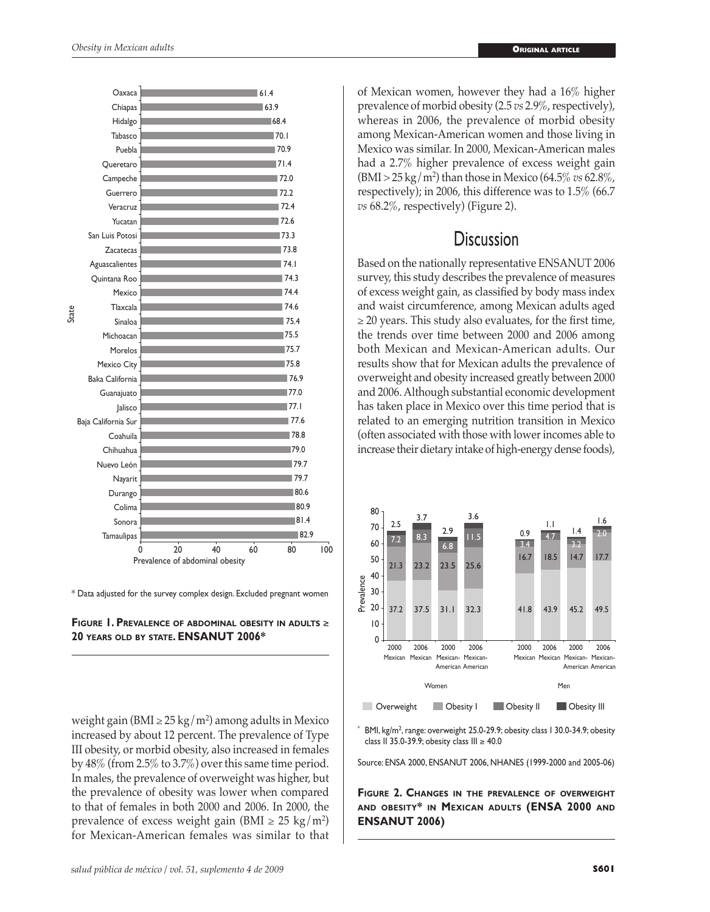\* Data adjusted for the survey complex design. Excluded pregnant women

**Figure 1. Prevalence of abdominal obesity in adults ≥ 20 years old by state. ENSANUT 2006\***

weight gain (BMI ≥ 25 kg/m²) among adults in Mexico increased by about 12 percent. The prevalence of Type III obesity, or morbid obesity, also increased in females by 48% (from 2.5% to 3.7%) over this same time period. In males, the prevalence of overweight was higher, but the prevalence of obesity was lower when compared to that of females in both 2000 and 2006. In 2000, the prevalence of excess weight gain (BMI ≥ 25 kg/m²) for Mexican-American females was similar to that of Mexican women, however they had a 16% higher prevalence of morbid obesity (2.5 *vs* 2.9%, respectively), whereas in 2006, the prevalence of morbid obesity among Mexican-American women and those living in Mexico was similar. In 2000, Mexican-American males had a 2.7% higher prevalence of excess weight gain (BMI > 25 kg/m²) than those in Mexico (64.5% *vs* 62.8%, respectively); in 2006, this difference was to 1.5% (66.7 *vs* 68.2%, respectively) (Figure 2).

## Discussion

Based on the nationally representative ENSANUT 2006 survey, this study describes the prevalence of measures of excess weight gain, as classified by body mass index and waist circumference, among Mexican adults aged ≥ 20 years. This study also evaluates, for the first time, the trends over time between 2000 and 2006 among both Mexican and Mexican-American adults. Our results show that for Mexican adults the prevalence of overweight and obesity increased greatly between 2000 and 2006. Although substantial economic development has taken place in Mexico over this time period that is related to an emerging nutrition transition in Mexico (often associated with those with lower incomes able to increase their dietary intake of high-energy dense foods),

\* BMI, kg/m², range: overweight 25.0-29.9; obesity class I 30.0-34.9; obesity class II 35.0-39.9; obesity class III ≥ 40.0

Source: ENSA 2000, ENSANUT 2006, NHANES (1999-2000 and 2005-06)

**Figure 2. Changes in the prevalence of overweight and obesity\* in Mexican adults (ENSA 2000 and ENSANUT 2006)**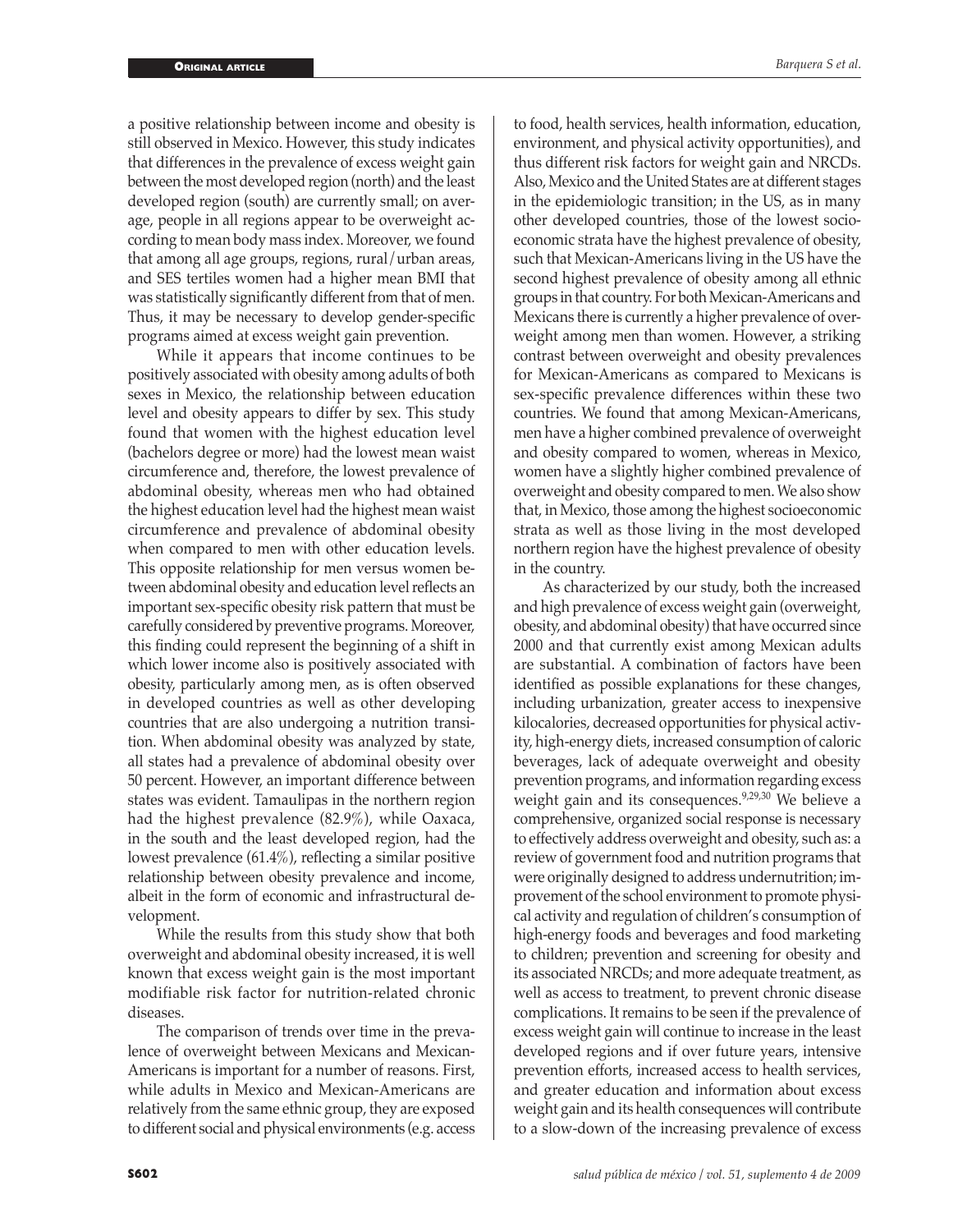a positive relationship between income and obesity is still observed in Mexico. However, this study indicates that differences in the prevalence of excess weight gain between the most developed region (north) and the least developed region (south) are currently small; on average, people in all regions appear to be overweight according to mean body mass index. Moreover, we found that among all age groups, regions, rural/urban areas, and SES tertiles women had a higher mean BMI that was statistically significantly different from that of men. Thus, it may be necessary to develop gender-specific programs aimed at excess weight gain prevention.

While it appears that income continues to be positively associated with obesity among adults of both sexes in Mexico, the relationship between education level and obesity appears to differ by sex. This study found that women with the highest education level (bachelors degree or more) had the lowest mean waist circumference and, therefore, the lowest prevalence of abdominal obesity, whereas men who had obtained the highest education level had the highest mean waist circumference and prevalence of abdominal obesity when compared to men with other education levels. This opposite relationship for men versus women between abdominal obesity and education level reflects an important sex-specific obesity risk pattern that must be carefully considered by preventive programs. Moreover, this finding could represent the beginning of a shift in which lower income also is positively associated with obesity, particularly among men, as is often observed in developed countries as well as other developing countries that are also undergoing a nutrition transition. When abdominal obesity was analyzed by state, all states had a prevalence of abdominal obesity over 50 percent. However, an important difference between states was evident. Tamaulipas in the northern region had the highest prevalence (82.9%), while Oaxaca, in the south and the least developed region, had the lowest prevalence (61.4%), reflecting a similar positive relationship between obesity prevalence and income, albeit in the form of economic and infrastructural development.

While the results from this study show that both overweight and abdominal obesity increased, it is well known that excess weight gain is the most important modifiable risk factor for nutrition-related chronic diseases.

The comparison of trends over time in the prevalence of overweight between Mexicans and Mexican-Americans is important for a number of reasons. First, while adults in Mexico and Mexican-Americans are relatively from the same ethnic group, they are exposed to different social and physical environments (e.g. access to food, health services, health information, education, environment, and physical activity opportunities), and thus different risk factors for weight gain and NRCDs. Also, Mexico and the United States are at different stages in the epidemiologic transition; in the US, as in many other developed countries, those of the lowest socioeconomic strata have the highest prevalence of obesity, such that Mexican-Americans living in the US have the second highest prevalence of obesity among all ethnic groups in that country. For both Mexican-Americans and Mexicans there is currently a higher prevalence of overweight among men than women. However, a striking contrast between overweight and obesity prevalences for Mexican-Americans as compared to Mexicans is sex-specific prevalence differences within these two countries. We found that among Mexican-Americans, men have a higher combined prevalence of overweight and obesity compared to women, whereas in Mexico, women have a slightly higher combined prevalence of overweight and obesity compared to men. We also show that, in Mexico, those among the highest socioeconomic strata as well as those living in the most developed northern region have the highest prevalence of obesity in the country.

As characterized by our study, both the increased and high prevalence of excess weight gain (overweight, obesity, and abdominal obesity) that have occurred since 2000 and that currently exist among Mexican adults are substantial. A combination of factors have been identified as possible explanations for these changes, including urbanization, greater access to inexpensive kilocalories, decreased opportunities for physical activity, high-energy diets, increased consumption of caloric beverages, lack of adequate overweight and obesity prevention programs, and information regarding excess weight gain and its consequences.[9,29,30] We believe a comprehensive, organized social response is necessary to effectively address overweight and obesity, such as: a review of government food and nutrition programs that were originally designed to address undernutrition; improvement of the school environment to promote physical activity and regulation of children's consumption of high-energy foods and beverages and food marketing to children; prevention and screening for obesity and its associated NRCDs; and more adequate treatment, as well as access to treatment, to prevent chronic disease complications. It remains to be seen if the prevalence of excess weight gain will continue to increase in the least developed regions and if over future years, intensive prevention efforts, increased access to health services, and greater education and information about excess weight gain and its health consequences will contribute to a slow-down of the increasing prevalence of excess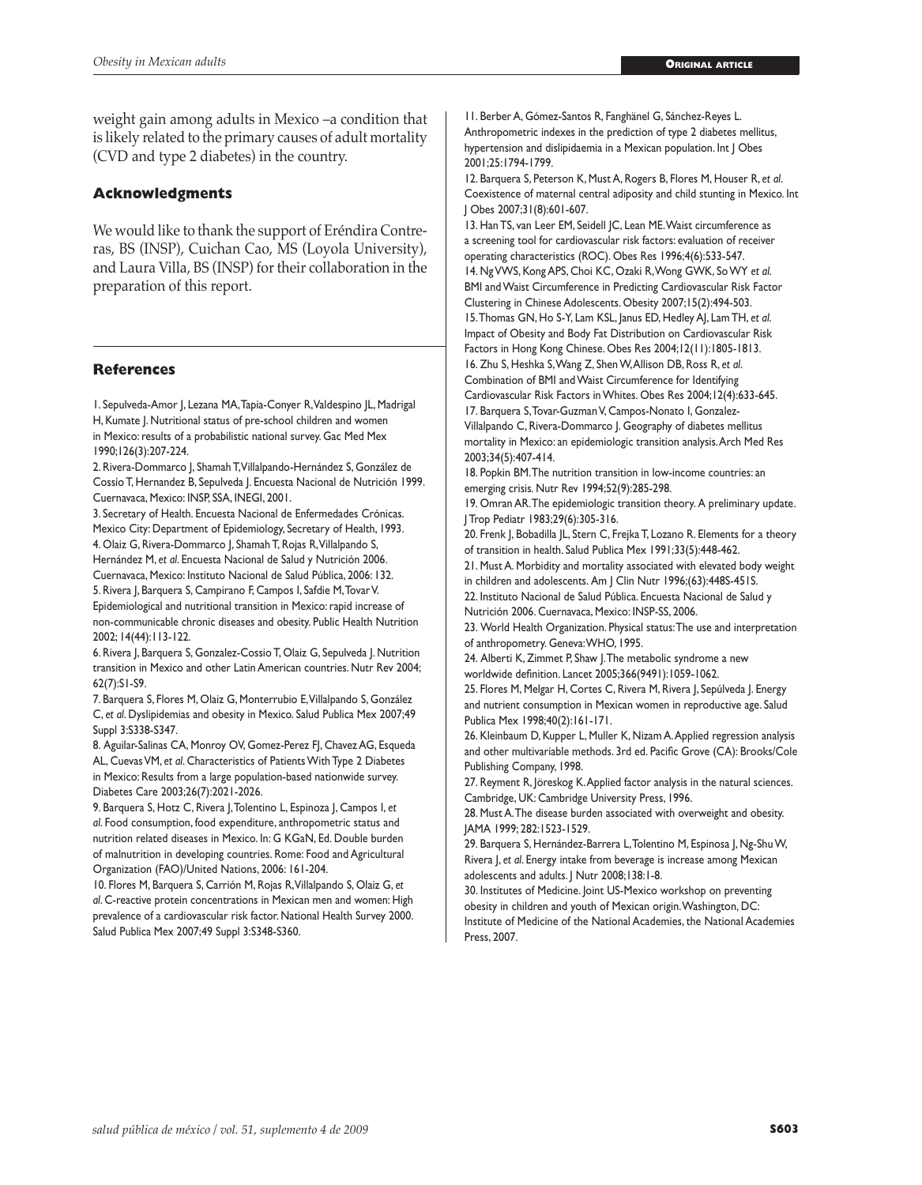weight gain among adults in Mexico –a condition that is likely related to the primary causes of adult mortality (CVD and type 2 diabetes) in the country.

## Acknowledgments

We would like to thank the support of Eréndira Contreras, BS (INSP), Cuichan Cao, MS (Loyola University), and Laura Villa, BS (INSP) for their collaboration in the preparation of this report.

## References

1. Sepulveda-Amor J, Lezana MA, Tapia-Conyer R, Valdespino JL, Madrigal H, Kumate J. Nutritional status of pre-school children and women in Mexico: results of a probabilistic national survey. Gac Med Mex 1990;126(3):207-224.
2. Rivera-Dommarco J, Shamah T, Villalpando-Hernández S, González de Cossío T, Hernandez B, Sepulveda J. Encuesta Nacional de Nutrición 1999. Cuernavaca, Mexico: INSP, SSA, INEGI, 2001.
3. Secretary of Health. Encuesta Nacional de Enfermedades Crónicas. Mexico City: Department of Epidemiology, Secretary of Health, 1993.
4. Olaiz G, Rivera-Dommarco J, Shamah T, Rojas R, Villalpando S, Hernández M, *et al*. Encuesta Nacional de Salud y Nutrición 2006. Cuernavaca, Mexico: Instituto Nacional de Salud Pública, 2006: 132.
5. Rivera J, Barquera S, Campirano F, Campos I, Safdie M, Tovar V. Epidemiological and nutritional transition in Mexico: rapid increase of non-communicable chronic diseases and obesity. Public Health Nutrition 2002; 14(44):113-122.
6. Rivera J, Barquera S, Gonzalez-Cossio T, Olaiz G, Sepulveda J. Nutrition transition in Mexico and other Latin American countries. Nutr Rev 2004; 62(7):S1-S9.
7. Barquera S, Flores M, Olaiz G, Monterrubio E, Villalpando S, González C, *et al*. Dyslipidemias and obesity in Mexico. Salud Publica Mex 2007;49 Suppl 3:S338-S347.
8. Aguilar-Salinas CA, Monroy OV, Gomez-Perez FJ, Chavez AG, Esqueda AL, Cuevas VM, *et al*. Characteristics of Patients With Type 2 Diabetes in Mexico: Results from a large population-based nationwide survey. Diabetes Care 2003;26(7):2021-2026.
9. Barquera S, Hotz C, Rivera J, Tolentino L, Espinoza J, Campos I, *et al*. Food consumption, food expenditure, anthropometric status and nutrition related diseases in Mexico. In: G KGaN, Ed. Double burden of malnutrition in developing countries. Rome: Food and Agricultural Organization (FAO)/United Nations, 2006: 161-204.
10. Flores M, Barquera S, Carrión M, Rojas R, Villalpando S, Olaiz G, *et al*. C-reactive protein concentrations in Mexican men and women: High prevalence of a cardiovascular risk factor. National Health Survey 2000. Salud Publica Mex 2007;49 Suppl 3:S348-S360.
11. Berber A, Gómez-Santos R, Fanghänel G, Sánchez-Reyes L. Anthropometric indexes in the prediction of type 2 diabetes mellitus, hypertension and dislipidaemia in a Mexican population. Int J Obes 2001;25:1794-1799.
12. Barquera S, Peterson K, Must A, Rogers B, Flores M, Houser R, *et al*. Coexistence of maternal central adiposity and child stunting in Mexico. Int J Obes 2007;31(8):601-607.
13. Han TS, van Leer EM, Seidell JC, Lean ME. Waist circumference as a screening tool for cardiovascular risk factors: evaluation of receiver operating characteristics (ROC). Obes Res 1996;4(6):533-547.
14. Ng VWS, Kong APS, Choi KC, Ozaki R, Wong GWK, So WY *et al.* BMI and Waist Circumference in Predicting Cardiovascular Risk Factor Clustering in Chinese Adolescents. Obesity 2007;15(2):494-503.
15. Thomas GN, Ho S-Y, Lam KSL, Janus ED, Hedley AJ, Lam TH, *et al.* Impact of Obesity and Body Fat Distribution on Cardiovascular Risk Factors in Hong Kong Chinese. Obes Res 2004;12(11):1805-1813.
16. Zhu S, Heshka S, Wang Z, Shen W, Allison DB, Ross R, *et al*. Combination of BMI and Waist Circumference for Identifying Cardiovascular Risk Factors in Whites. Obes Res 2004;12(4):633-645.
17. Barquera S, Tovar-Guzman V, Campos-Nonato I, Gonzalez-Villalpando C, Rivera-Dommarco J. Geography of diabetes mellitus mortality in Mexico: an epidemiologic transition analysis. Arch Med Res 2003;34(5):407-414.
18. Popkin BM. The nutrition transition in low-income countries: an emerging crisis. Nutr Rev 1994;52(9):285-298.
19. Omran AR. The epidemiologic transition theory. A preliminary update. J Trop Pediatr 1983;29(6):305-316.
20. Frenk J, Bobadilla JL, Stern C, Frejka T, Lozano R. Elements for a theory of transition in health. Salud Publica Mex 1991;33(5):448-462.
21. Must A. Morbidity and mortality associated with elevated body weight in children and adolescents. Am J Clin Nutr 1996;(63):448S-451S.
22. Instituto Nacional de Salud Pública. Encuesta Nacional de Salud y Nutrición 2006. Cuernavaca, Mexico: INSP-SS, 2006.
23. World Health Organization. Physical status: The use and interpretation of anthropometry. Geneva: WHO, 1995.
24. Alberti K, Zimmet P, Shaw J. The metabolic syndrome a new worldwide definition. Lancet 2005;366(9491):1059-1062.
25. Flores M, Melgar H, Cortes C, Rivera M, Rivera J, Sepúlveda J. Energy and nutrient consumption in Mexican women in reproductive age. Salud Publica Mex 1998;40(2):161-171.
26. Kleinbaum D, Kupper L, Muller K, Nizam A. Applied regression analysis and other multivariable methods. 3rd ed. Pacific Grove (CA): Brooks/Cole Publishing Company, 1998.
27. Reyment R, Jöreskog K. Applied factor analysis in the natural sciences. Cambridge, UK: Cambridge University Press, 1996.
28. Must A. The disease burden associated with overweight and obesity. JAMA 1999; 282:1523-1529.
29. Barquera S, Hernández-Barrera L, Tolentino M, Espinosa J, Ng-Shu W, Rivera J, *et al*. Energy intake from beverage is increase among Mexican adolescents and adults. J Nutr 2008;138:1-8.
30. Institutes of Medicine. Joint US-Mexico workshop on preventing obesity in children and youth of Mexican origin. Washington, DC: Institute of Medicine of the National Academies, the National Academies Press, 2007.